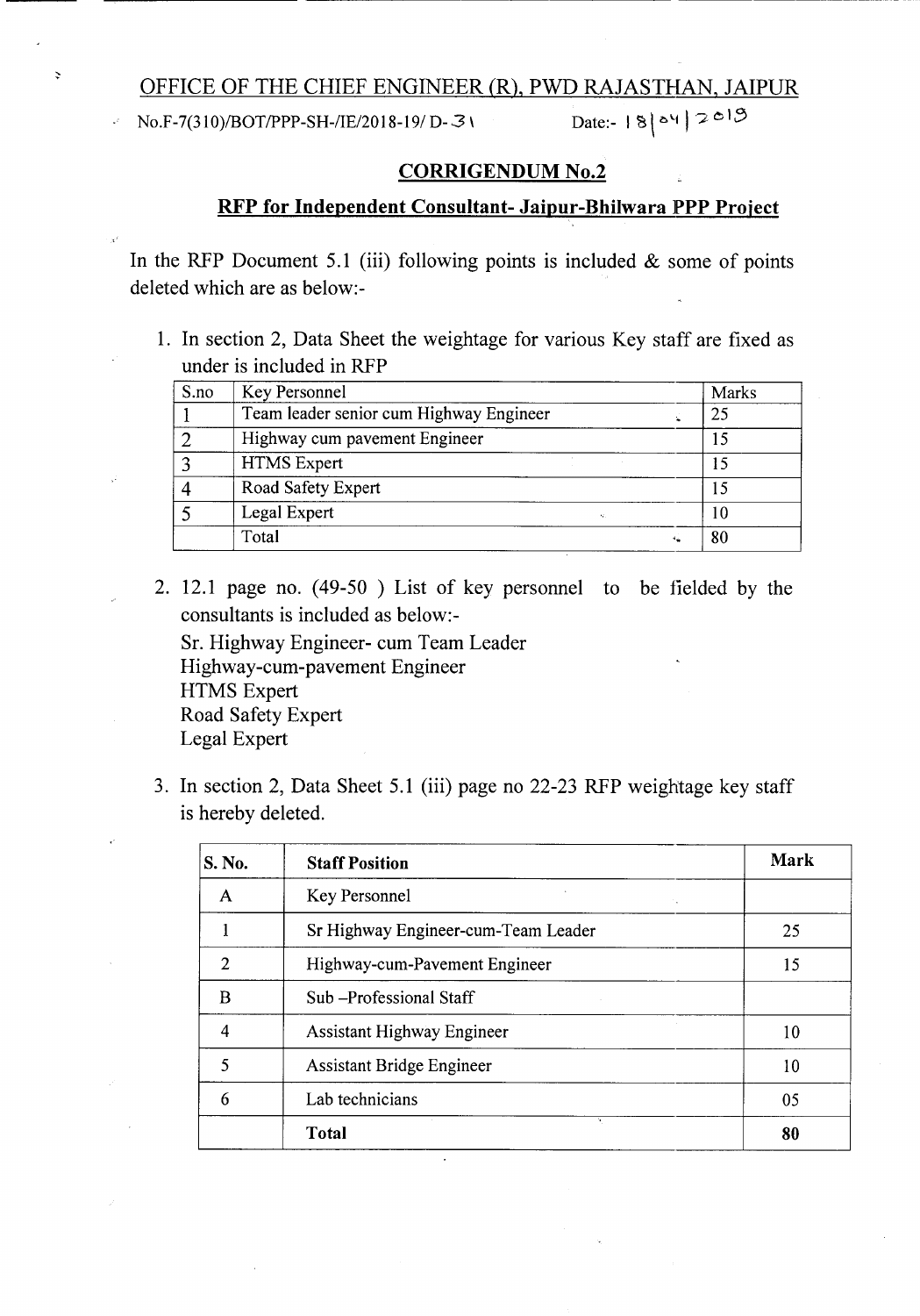# OFFICE OF THE CHIEF ENGINEER (R), PWD RAJASTHAN, JAIPUR

No.F-7(310)/BOT/PPP-SH-/IE/2018-19/ D-31 Date:- 18/04/2019

## CORRIGENDUM No.2

### RFP for Independent Consultant- Jaipur-Bhilwara PPP Project

In the RFP Document 5.1 (iii) following points is included & some of points deleted which are as below:-

1. In section 2, Data Sheet the weightage for various Key staff are fixed as under is included in RFP

| S.no | Key Personnel | Marks |
|---|---|---|
| 1 | Team leader senior cum Highway Engineer | 25 |
| 2 | Highway cum pavement Engineer | 15 |
| 3 | HTMS Expert | 15 |
| 4 | Road Safety Expert | 15 |
| 5 | Legal Expert | 10 |
| | Total | 80 |

2. 12.1 page no. (49-50 ) List of key personnel to be fielded by the consultants is included as below:-
   Sr. Highway Engineer- cum Team Leader
   Highway-cum-pavement Engineer
   HTMS Expert
   Road Safety Expert
   Legal Expert

3. In section 2, Data Sheet 5.1 (iii) page no 22-23 RFP weightage key staff is hereby deleted.

| S. No. | Staff Position | Mark |
|---|---|---|
| A | Key Personnel | |
| 1 | Sr Highway Engineer-cum-Team Leader | 25 |
| 2 | Highway-cum-Pavement Engineer | 15 |
| B | Sub –Professional Staff | |
| 4 | Assistant Highway Engineer | 10 |
| 5 | Assistant Bridge Engineer | 10 |
| 6 | Lab technicians | 05 |
| | **Total** | **80** |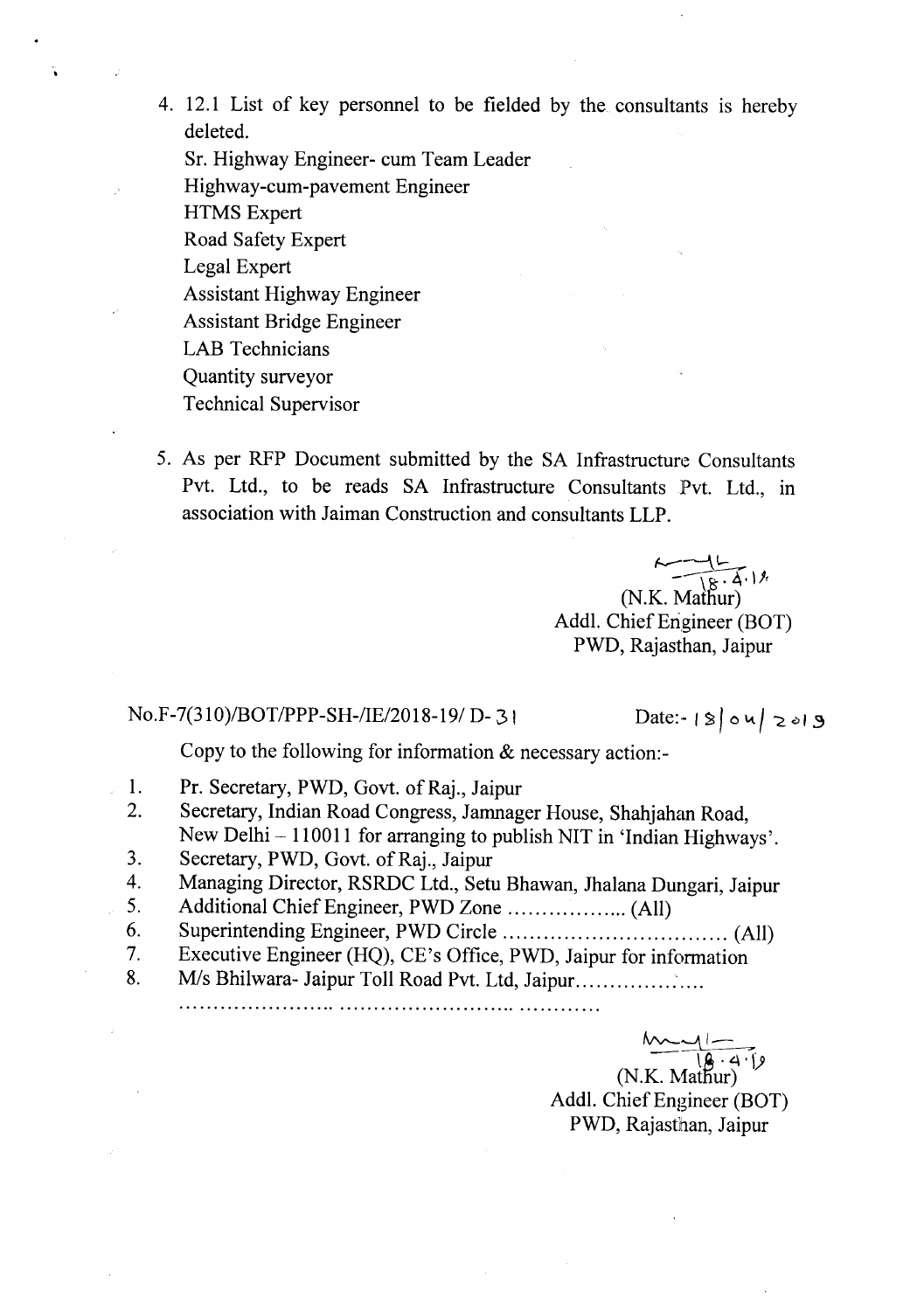4. 12.1 List of key personnel to be fielded by the consultants is hereby deleted.

   Sr. Highway Engineer- cum Team Leader
   Highway-cum-pavement Engineer
   HTMS Expert
   Road Safety Expert
   Legal Expert
   Assistant Highway Engineer
   Assistant Bridge Engineer
   LAB Technicians
   Quantity surveyor
   Technical Supervisor

5. As per RFP Document submitted by the SA Infrastructure Consultants Pvt. Ltd., to be reads SA Infrastructure Consultants Pvt. Ltd., in association with Jaiman Construction and consultants LLP.

18.4.19
(N.K. Mathur)
Addl. Chief Engineer (BOT)
PWD, Rajasthan, Jaipur

No.F-7(310)/BOT/PPP-SH-/IE/2018-19/ D- 31 Date:- 18/04/2019

Copy to the following for information & necessary action:-

1. Pr. Secretary, PWD, Govt. of Raj., Jaipur
2. Secretary, Indian Road Congress, Jamnager House, Shahjahan Road, New Delhi – 110011 for arranging to publish NIT in 'Indian Highways'.
3. Secretary, PWD, Govt. of Raj., Jaipur
4. Managing Director, RSRDC Ltd., Setu Bhawan, Jhalana Dungari, Jaipur
5. Additional Chief Engineer, PWD Zone ................. (All)
6. Superintending Engineer, PWD Circle ................................ (All)
7. Executive Engineer (HQ), CE's Office, PWD, Jaipur for information
8. M/s Bhilwara- Jaipur Toll Road Pvt. Ltd, Jaipur.................
   ...................... ........................ ............

18.4.19
(N.K. Mathur)
Addl. Chief Engineer (BOT)
PWD, Rajasthan, Jaipur